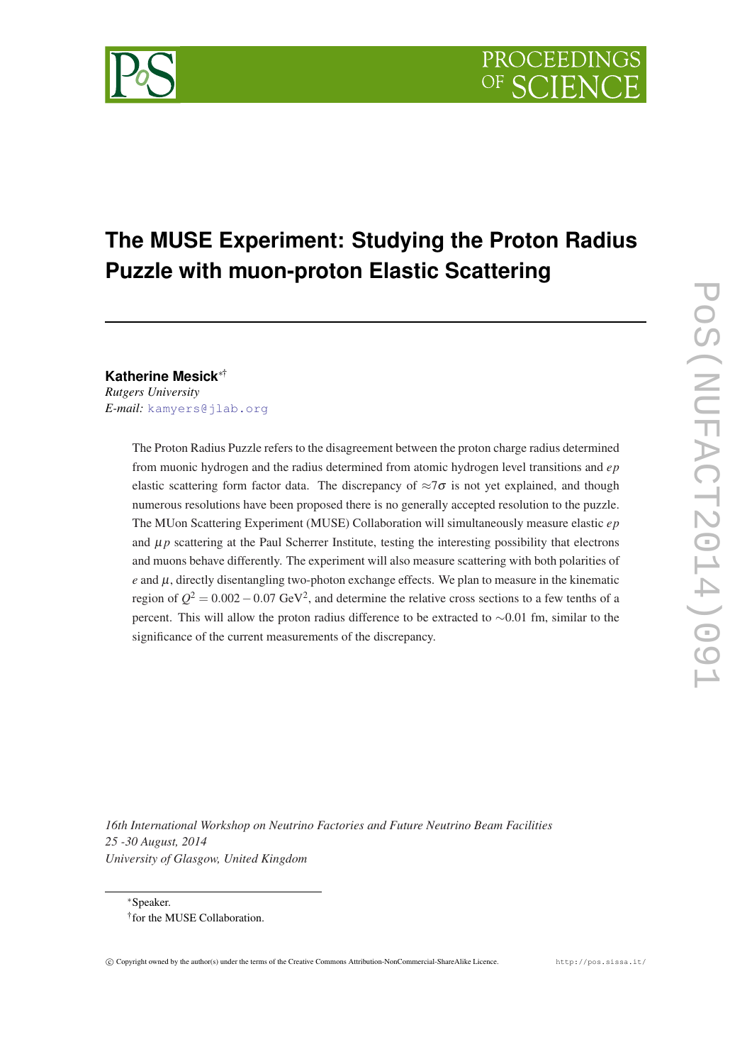# The MUSE Experiment: Studying the Proton Radius Puzzle with muon-proton Elastic Scattering

**Katherine Mesick**[*†]

*Rutgers University*

*E-mail:* kamyers@jlab.org

The Proton Radius Puzzle refers to the disagreement between the proton charge radius determined from muonic hydrogen and the radius determined from atomic hydrogen level transitions and $ep$ elastic scattering form factor data. The discrepancy of $\approx 7\sigma$ is not yet explained, and though numerous resolutions have been proposed there is no generally accepted resolution to the puzzle. The MUon Scattering Experiment (MUSE) Collaboration will simultaneously measure elastic $ep$ and $\mu p$ scattering at the Paul Scherrer Institute, testing the interesting possibility that electrons and muons behave differently. The experiment will also measure scattering with both polarities of $e$ and $\mu$, directly disentangling two-photon exchange effects. We plan to measure in the kinematic region of $Q^2 = 0.002 - 0.07$ GeV$^2$, and determine the relative cross sections to a few tenths of a percent. This will allow the proton radius difference to be extracted to $\sim$0.01 fm, similar to the significance of the current measurements of the discrepancy.

*16th International Workshop on Neutrino Factories and Future Neutrino Beam Facilities*
*25 -30 August, 2014*
*University of Glasgow, United Kingdom*

[*] Speaker.
[†] for the MUSE Collaboration.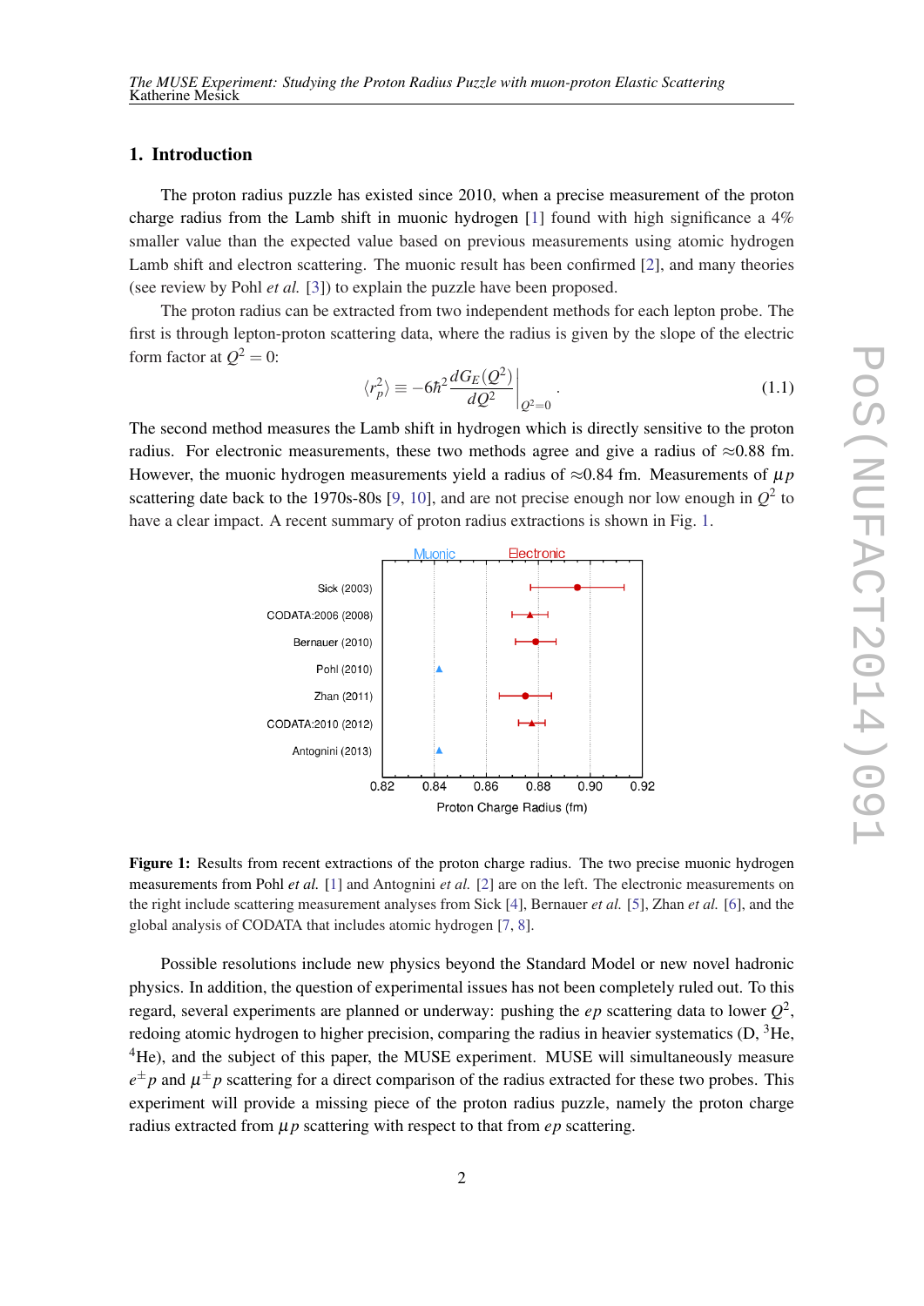## 1. Introduction

The proton radius puzzle has existed since 2010, when a precise measurement of the proton charge radius from the Lamb shift in muonic hydrogen [1] found with high significance a 4% smaller value than the expected value based on previous measurements using atomic hydrogen Lamb shift and electron scattering. The muonic result has been confirmed [2], and many theories (see review by Pohl *et al.* [3]) to explain the puzzle have been proposed.

The proton radius can be extracted from two independent methods for each lepton probe. The first is through lepton-proton scattering data, where the radius is given by the slope of the electric form factor at $Q^2 = 0$:

$$\langle r_p^2 \rangle \equiv -6\hbar^2 \frac{dG_E(Q^2)}{dQ^2}\bigg|_{Q^2=0}. \tag{1.1}$$

The second method measures the Lamb shift in hydrogen which is directly sensitive to the proton radius. For electronic measurements, these two methods agree and give a radius of $\approx$0.88 fm. However, the muonic hydrogen measurements yield a radius of $\approx$0.84 fm. Measurements of $\mu p$ scattering date back to the 1970s-80s [9, 10], and are not precise enough nor low enough in $Q^2$ to have a clear impact. A recent summary of proton radius extractions is shown in Fig. 1.

**Figure 1:** Results from recent extractions of the proton charge radius. The two precise muonic hydrogen measurements from Pohl *et al.* [1] and Antognini *et al.* [2] are on the left. The electronic measurements on the right include scattering measurement analyses from Sick [4], Bernauer *et al.* [5], Zhan *et al.* [6], and the global analysis of CODATA that includes atomic hydrogen [7, 8].

Possible resolutions include new physics beyond the Standard Model or new novel hadronic physics. In addition, the question of experimental issues has not been completely ruled out. To this regard, several experiments are planned or underway: pushing the $ep$ scattering data to lower $Q^2$, redoing atomic hydrogen to higher precision, comparing the radius in heavier systematics (D, $^3$He, $^4$He), and the subject of this paper, the MUSE experiment. MUSE will simultaneously measure $e^{\pm}p$ and $\mu^{\pm}p$ scattering for a direct comparison of the radius extracted for these two probes. This experiment will provide a missing piece of the proton radius puzzle, namely the proton charge radius extracted from $\mu p$ scattering with respect to that from $ep$ scattering.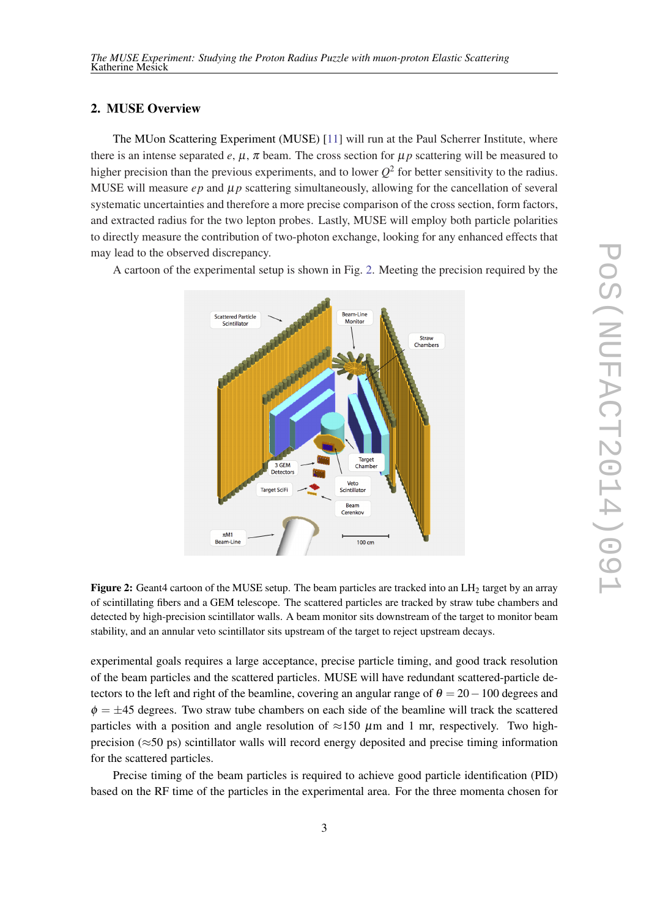## 2. MUSE Overview

The MUon Scattering Experiment (MUSE) [11] will run at the Paul Scherrer Institute, where there is an intense separated $e$, $\mu$, $\pi$ beam. The cross section for $\mu p$ scattering will be measured to higher precision than the previous experiments, and to lower $Q^2$ for better sensitivity to the radius. MUSE will measure $ep$ and $\mu p$ scattering simultaneously, allowing for the cancellation of several systematic uncertainties and therefore a more precise comparison of the cross section, form factors, and extracted radius for the two lepton probes. Lastly, MUSE will employ both particle polarities to directly measure the contribution of two-photon exchange, looking for any enhanced effects that may lead to the observed discrepancy.

A cartoon of the experimental setup is shown in Fig. 2. Meeting the precision required by the experimental goals requires a large acceptance, precise particle timing, and good track resolution of the beam particles and the scattered particles. MUSE will have redundant scattered-particle detectors to the left and right of the beamline, covering an angular range of $\theta = 20-100$ degrees and $\phi = \pm 45$ degrees. Two straw tube chambers on each side of the beamline will track the scattered particles with a position and angle resolution of $\approx$150 $\mu$m and 1 mr, respectively. Two high-precision ($\approx$50 ps) scintillator walls will record energy deposited and precise timing information for the scattered particles.

**Figure 2:** Geant4 cartoon of the MUSE setup. The beam particles are tracked into an $LH_2$ target by an array of scintillating fibers and a GEM telescope. The scattered particles are tracked by straw tube chambers and detected by high-precision scintillator walls. A beam monitor sits downstream of the target to monitor beam stability, and an annular veto scintillator sits upstream of the target to reject upstream decays.

Precise timing of the beam particles is required to achieve good particle identification (PID) based on the RF time of the particles in the experimental area. For the three momenta chosen for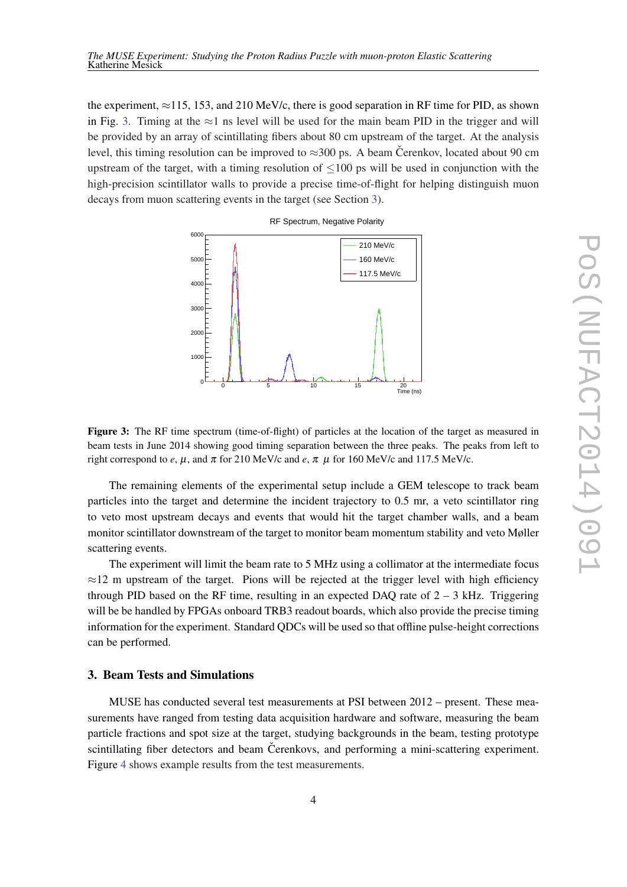the experiment, ≈115, 153, and 210 MeV/c, there is good separation in RF time for PID, as shown in Fig. 3. Timing at the ≈1 ns level will be used for the main beam PID in the trigger and will be provided by an array of scintillating fibers about 80 cm upstream of the target. At the analysis level, this timing resolution can be improved to ≈300 ps. A beam Čerenkov, located about 90 cm upstream of the target, with a timing resolution of ≤100 ps will be used in conjunction with the high-precision scintillator walls to provide a precise time-of-flight for helping distinguish muon decays from muon scattering events in the target (see Section 3).

**Figure 3:** The RF time spectrum (time-of-flight) of particles at the location of the target as measured in beam tests in June 2014 showing good timing separation between the three peaks. The peaks from left to right correspond to $e$, $\mu$, and $\pi$ for 210 MeV/c and $e$, $\pi$ $\mu$ for 160 MeV/c and 117.5 MeV/c.

The remaining elements of the experimental setup include a GEM telescope to track beam particles into the target and determine the incident trajectory to 0.5 mr, a veto scintillator ring to veto most upstream decays and events that would hit the target chamber walls, and a beam monitor scintillator downstream of the target to monitor beam momentum stability and veto Møller scattering events.

The experiment will limit the beam rate to 5 MHz using a collimator at the intermediate focus ≈12 m upstream of the target. Pions will be rejected at the trigger level with high efficiency through PID based on the RF time, resulting in an expected DAQ rate of 2 – 3 kHz. Triggering will be be handled by FPGAs onboard TRB3 readout boards, which also provide the precise timing information for the experiment. Standard QDCs will be used so that offline pulse-height corrections can be performed.

## 3. Beam Tests and Simulations

MUSE has conducted several test measurements at PSI between 2012 – present. These measurements have ranged from testing data acquisition hardware and software, measuring the beam particle fractions and spot size at the target, studying backgrounds in the beam, testing prototype scintillating fiber detectors and beam Čerenkovs, and performing a mini-scattering experiment. Figure 4 shows example results from the test measurements.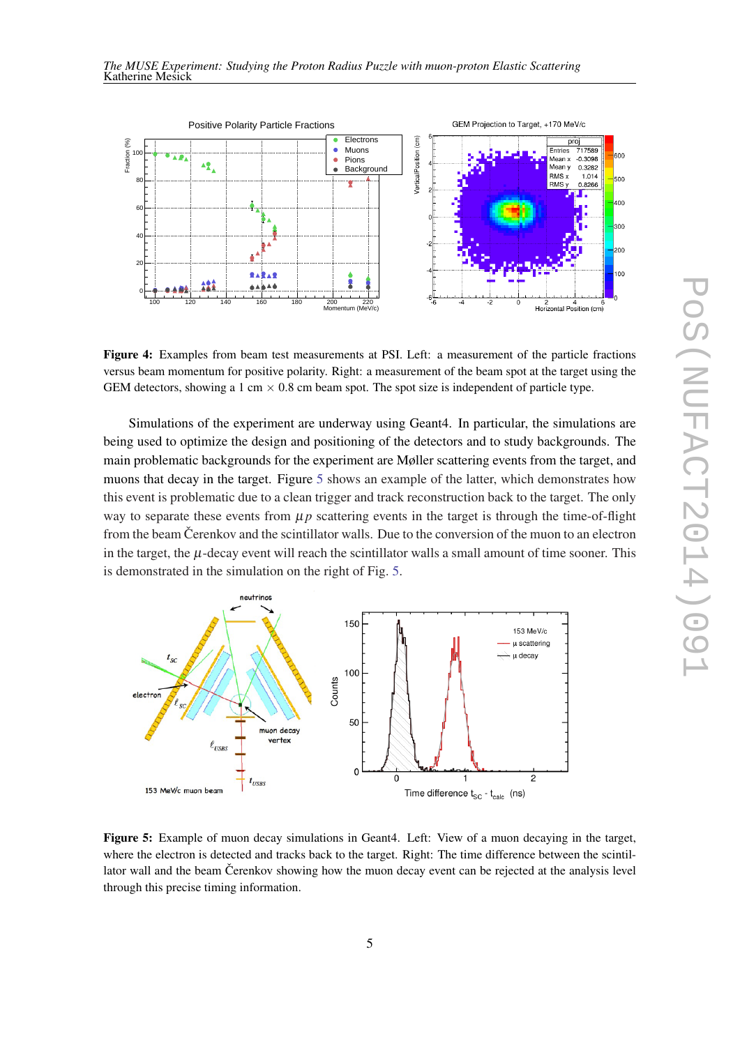**Figure 4:** Examples from beam test measurements at PSI. Left: a measurement of the particle fractions versus beam momentum for positive polarity. Right: a measurement of the beam spot at the target using the GEM detectors, showing a 1 cm $\times$ 0.8 cm beam spot. The spot size is independent of particle type.

Simulations of the experiment are underway using Geant4. In particular, the simulations are being used to optimize the design and positioning of the detectors and to study backgrounds. The main problematic backgrounds for the experiment are Møller scattering events from the target, and muons that decay in the target. Figure 5 shows an example of the latter, which demonstrates how this event is problematic due to a clean trigger and track reconstruction back to the target. The only way to separate these events from $\mu p$ scattering events in the target is through the time-of-flight from the beam Čerenkov and the scintillator walls. Due to the conversion of the muon to an electron in the target, the $\mu$-decay event will reach the scintillator walls a small amount of time sooner. This is demonstrated in the simulation on the right of Fig. 5.

**Figure 5:** Example of muon decay simulations in Geant4. Left: View of a muon decaying in the target, where the electron is detected and tracks back to the target. Right: The time difference between the scintillator wall and the beam Čerenkov showing how the muon decay event can be rejected at the analysis level through this precise timing information.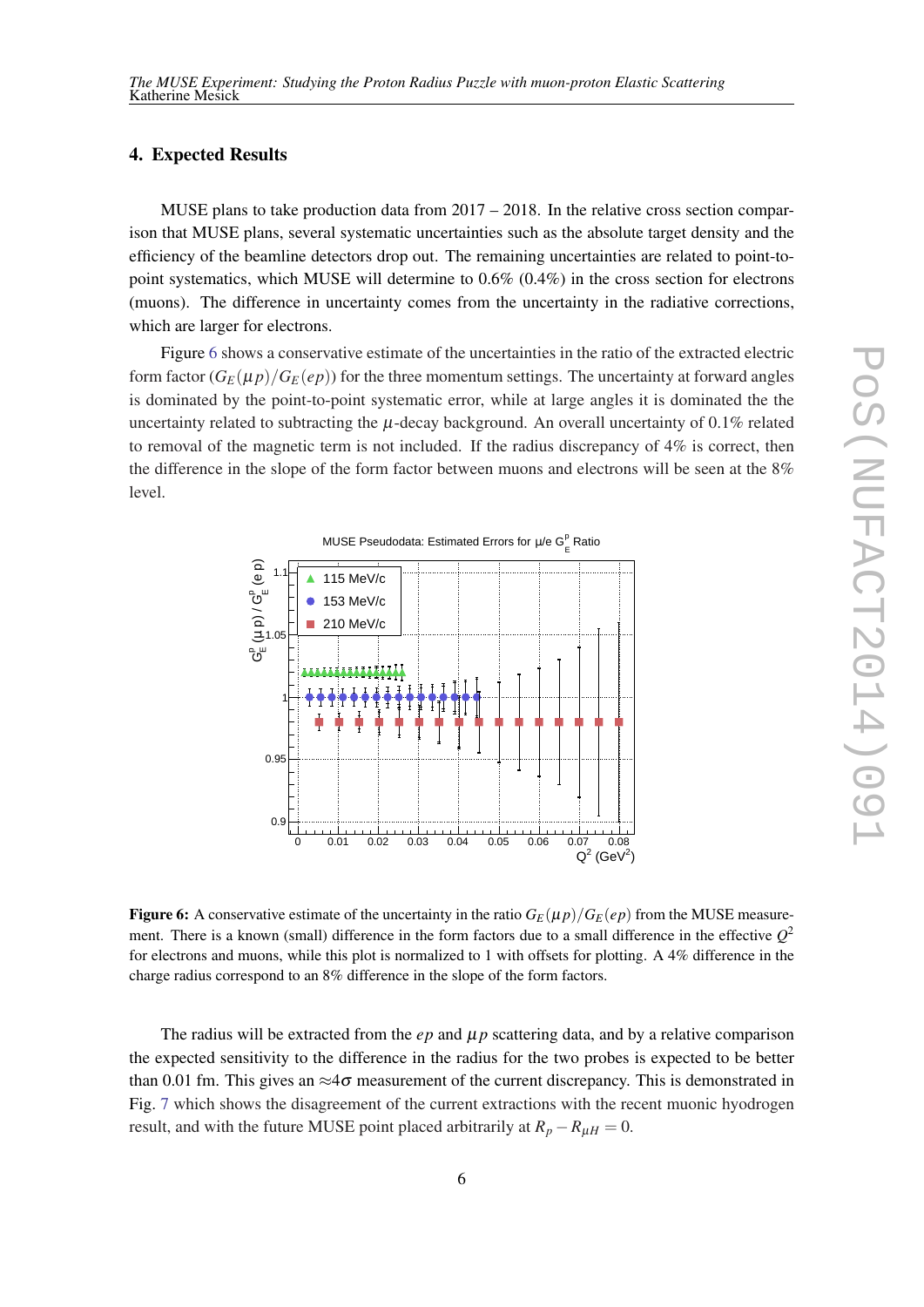## 4. Expected Results

MUSE plans to take production data from 2017 – 2018. In the relative cross section comparison that MUSE plans, several systematic uncertainties such as the absolute target density and the efficiency of the beamline detectors drop out. The remaining uncertainties are related to point-to-point systematics, which MUSE will determine to 0.6% (0.4%) in the cross section for electrons (muons). The difference in uncertainty comes from the uncertainty in the radiative corrections, which are larger for electrons.

Figure 6 shows a conservative estimate of the uncertainties in the ratio of the extracted electric form factor ($G_E(\mu p)/G_E(ep)$) for the three momentum settings. The uncertainty at forward angles is dominated by the point-to-point systematic error, while at large angles it is dominated the the uncertainty related to subtracting the $\mu$-decay background. An overall uncertainty of 0.1% related to removal of the magnetic term is not included. If the radius discrepancy of 4% is correct, then the difference in the slope of the form factor between muons and electrons will be seen at the 8% level.

**Figure 6:** A conservative estimate of the uncertainty in the ratio $G_E(\mu p)/G_E(ep)$ from the MUSE measurement. There is a known (small) difference in the form factors due to a small difference in the effective $Q^2$ for electrons and muons, while this plot is normalized to 1 with offsets for plotting. A 4% difference in the charge radius correspond to an 8% difference in the slope of the form factors.

The radius will be extracted from the $ep$ and $\mu p$ scattering data, and by a relative comparison the expected sensitivity to the difference in the radius for the two probes is expected to be better than 0.01 fm. This gives an $\approx 4\sigma$ measurement of the current discrepancy. This is demonstrated in Fig. 7 which shows the disagreement of the current extractions with the recent muonic hyodrogen result, and with the future MUSE point placed arbitrarily at $R_p - R_{\mu H} = 0$.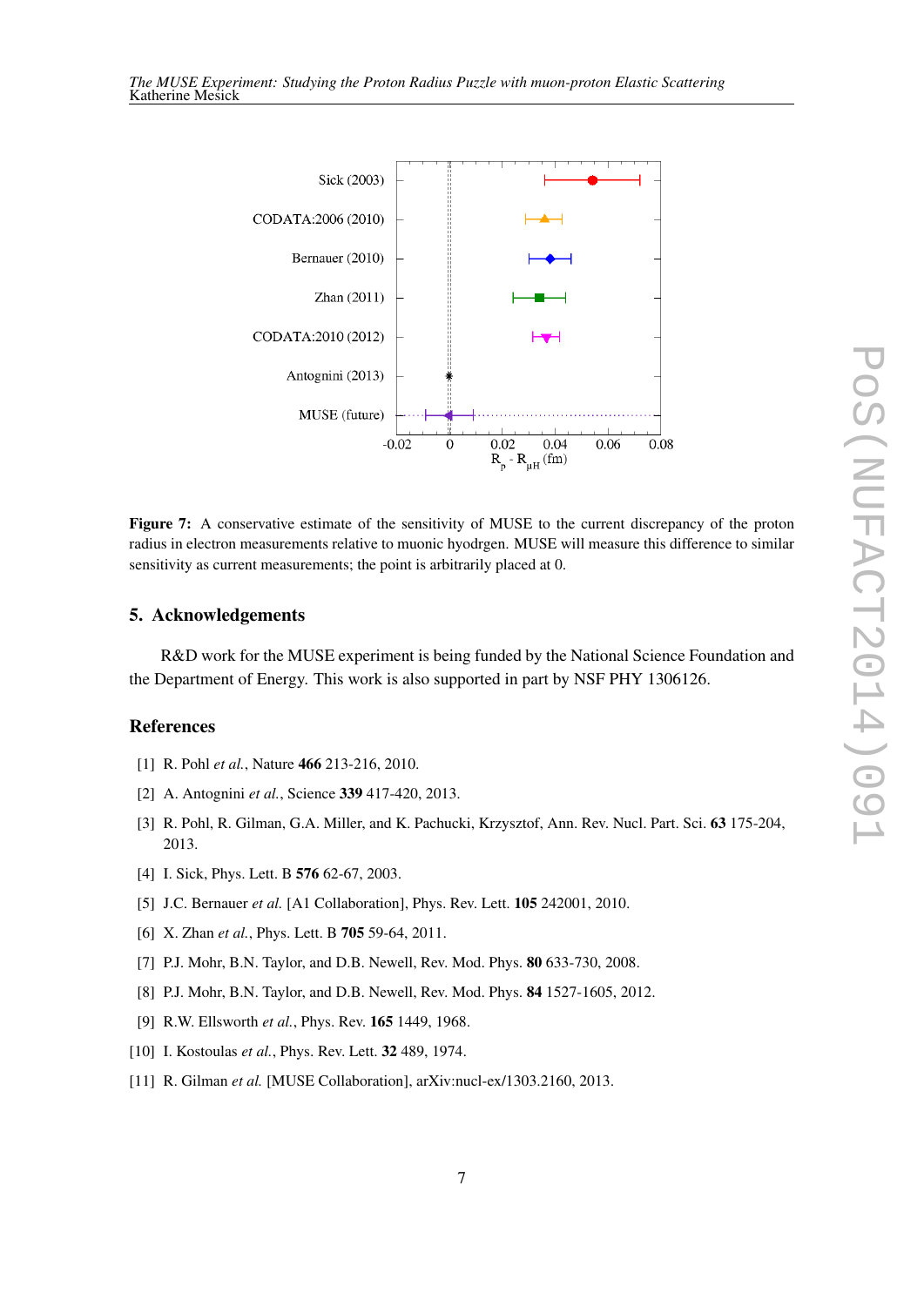Sick (2003)

CODATA:2006 (2010)

Bernauer (2010)

Zhan (2011)

CODATA:2010 (2012)

Antognini (2013)

MUSE (future)

-0.02 0 0.02 0.04 0.06 0.08

$R_p - R_{\mu H}$ (fm)

**Figure 7:** A conservative estimate of the sensitivity of MUSE to the current discrepancy of the proton radius in electron measurements relative to muonic hyodrgen. MUSE will measure this difference to similar sensitivity as current measurements; the point is arbitrarily placed at 0.

## 5. Acknowledgements

R&D work for the MUSE experiment is being funded by the National Science Foundation and the Department of Energy. This work is also supported in part by NSF PHY 1306126.

## References

[1] R. Pohl *et al.*, Nature **466** 213-216, 2010.

[2] A. Antognini *et al.*, Science **339** 417-420, 2013.

[3] R. Pohl, R. Gilman, G.A. Miller, and K. Pachucki, Krzysztof, Ann. Rev. Nucl. Part. Sci. **63** 175-204, 2013.

[4] I. Sick, Phys. Lett. B **576** 62-67, 2003.

[5] J.C. Bernauer *et al.* [A1 Collaboration], Phys. Rev. Lett. **105** 242001, 2010.

[6] X. Zhan *et al.*, Phys. Lett. B **705** 59-64, 2011.

[7] P.J. Mohr, B.N. Taylor, and D.B. Newell, Rev. Mod. Phys. **80** 633-730, 2008.

[8] P.J. Mohr, B.N. Taylor, and D.B. Newell, Rev. Mod. Phys. **84** 1527-1605, 2012.

[9] R.W. Ellsworth *et al.*, Phys. Rev. **165** 1449, 1968.

[10] I. Kostoulas *et al.*, Phys. Rev. Lett. **32** 489, 1974.

[11] R. Gilman *et al.* [MUSE Collaboration], arXiv:nucl-ex/1303.2160, 2013.